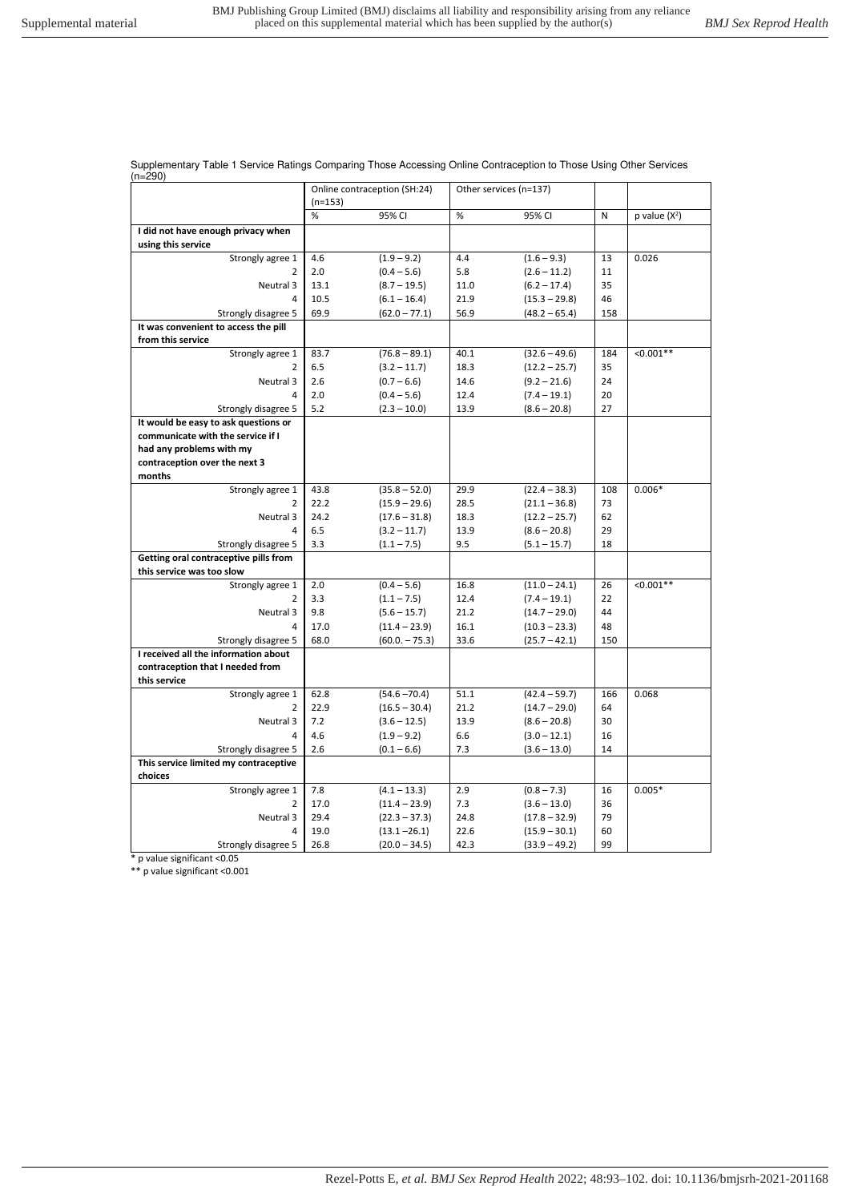Supplementary Table 1 Service Ratings Comparing Those Accessing Online Contraception to Those Using Other Services (n=290)

| | Online contraception (SH:24) (n=153) | | Other services (n=137) | | | |
|---|---|---|---|---|---|---|
| | % | 95% CI | % | 95% CI | N | p value ($X^2$) |
| **I did not have enough privacy when using this service** | | | | | | |
| Strongly agree 1 | 4.6 | (1.9 – 9.2) | 4.4 | (1.6 – 9.3) | 13 | 0.026 |
| 2 | 2.0 | (0.4 – 5.6) | 5.8 | (2.6 – 11.2) | 11 | |
| Neutral 3 | 13.1 | (8.7 – 19.5) | 11.0 | (6.2 – 17.4) | 35 | |
| 4 | 10.5 | (6.1 – 16.4) | 21.9 | (15.3 – 29.8) | 46 | |
| Strongly disagree 5 | 69.9 | (62.0 – 77.1) | 56.9 | (48.2 – 65.4) | 158 | |
| **It was convenient to access the pill from this service** | | | | | | |
| Strongly agree 1 | 83.7 | (76.8 – 89.1) | 40.1 | (32.6 – 49.6) | 184 | <0.001** |
| 2 | 6.5 | (3.2 – 11.7) | 18.3 | (12.2 – 25.7) | 35 | |
| Neutral 3 | 2.6 | (0.7 – 6.6) | 14.6 | (9.2 – 21.6) | 24 | |
| 4 | 2.0 | (0.4 – 5.6) | 12.4 | (7.4 – 19.1) | 20 | |
| Strongly disagree 5 | 5.2 | (2.3 – 10.0) | 13.9 | (8.6 – 20.8) | 27 | |
| **It would be easy to ask questions or communicate with the service if I had any problems with my contraception over the next 3 months** | | | | | | |
| Strongly agree 1 | 43.8 | (35.8 – 52.0) | 29.9 | (22.4 – 38.3) | 108 | 0.006* |
| 2 | 22.2 | (15.9 – 29.6) | 28.5 | (21.1 – 36.8) | 73 | |
| Neutral 3 | 24.2 | (17.6 – 31.8) | 18.3 | (12.2 – 25.7) | 62 | |
| 4 | 6.5 | (3.2 – 11.7) | 13.9 | (8.6 – 20.8) | 29 | |
| Strongly disagree 5 | 3.3 | (1.1 – 7.5) | 9.5 | (5.1 – 15.7) | 18 | |
| **Getting oral contraceptive pills from this service was too slow** | | | | | | |
| Strongly agree 1 | 2.0 | (0.4 – 5.6) | 16.8 | (11.0 – 24.1) | 26 | <0.001** |
| 2 | 3.3 | (1.1 – 7.5) | 12.4 | (7.4 – 19.1) | 22 | |
| Neutral 3 | 9.8 | (5.6 – 15.7) | 21.2 | (14.7 – 29.0) | 44 | |
| 4 | 17.0 | (11.4 – 23.9) | 16.1 | (10.3 – 23.3) | 48 | |
| Strongly disagree 5 | 68.0 | (60.0. – 75.3) | 33.6 | (25.7 – 42.1) | 150 | |
| **I received all the information about contraception that I needed from this service** | | | | | | |
| Strongly agree 1 | 62.8 | (54.6 –70.4) | 51.1 | (42.4 – 59.7) | 166 | 0.068 |
| 2 | 22.9 | (16.5 – 30.4) | 21.2 | (14.7 – 29.0) | 64 | |
| Neutral 3 | 7.2 | (3.6 – 12.5) | 13.9 | (8.6 – 20.8) | 30 | |
| 4 | 4.6 | (1.9 – 9.2) | 6.6 | (3.0 – 12.1) | 16 | |
| Strongly disagree 5 | 2.6 | (0.1 – 6.6) | 7.3 | (3.6 – 13.0) | 14 | |
| **This service limited my contraceptive choices** | | | | | | |
| Strongly agree 1 | 7.8 | (4.1 – 13.3) | 2.9 | (0.8 – 7.3) | 16 | 0.005* |
| 2 | 17.0 | (11.4 – 23.9) | 7.3 | (3.6 – 13.0) | 36 | |
| Neutral 3 | 29.4 | (22.3 – 37.3) | 24.8 | (17.8 – 32.9) | 79 | |
| 4 | 19.0 | (13.1 –26.1) | 22.6 | (15.9 – 30.1) | 60 | |
| Strongly disagree 5 | 26.8 | (20.0 – 34.5) | 42.3 | (33.9 – 49.2) | 99 | |

\* p value significant <0.05

\*\* p value significant <0.001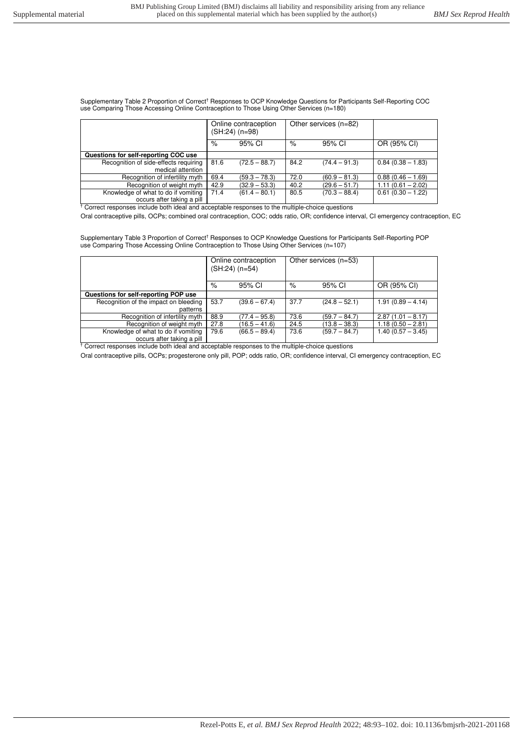Supplementary Table 2 Proportion of Correct† Responses to OCP Knowledge Questions for Participants Self-Reporting COC use Comparing Those Accessing Online Contraception to Those Using Other Services (n=180)

| | Online contraception (SH:24) (n=98) | | Other services (n=82) | | |
|---|---|---|---|---|---|
| | % | 95% CI | % | 95% CI | OR (95% CI) |
| **Questions for self-reporting COC use** | | | | | |
| Recognition of side-effects requiring medical attention | 81.6 | (72.5 – 88.7) | 84.2 | (74.4 – 91.3) | 0.84 (0.38 – 1.83) |
| Recognition of infertility myth | 69.4 | (59.3 – 78.3) | 72.0 | (60.9 – 81.3) | 0.88 (0.46 – 1.69) |
| Recognition of weight myth | 42.9 | (32.9 – 53.3) | 40.2 | (29.6 – 51.7) | 1.11 (0.61 – 2.02) |
| Knowledge of what to do if vomiting occurs after taking a pill | 71.4 | (61.4 – 80.1) | 80.5 | (70.3 – 88.4) | 0.61 (0.30 – 1.22) |

† Correct responses include both ideal and acceptable responses to the multiple-choice questions

Oral contraceptive pills, OCPs; combined oral contraception, COC; odds ratio, OR; confidence interval, CI emergency contraception, EC

Supplementary Table 3 Proportion of Correct† Responses to OCP Knowledge Questions for Participants Self-Reporting POP use Comparing Those Accessing Online Contraception to Those Using Other Services (n=107)

| | Online contraception (SH:24) (n=54) | | Other services (n=53) | | |
|---|---|---|---|---|---|
| | % | 95% CI | % | 95% CI | OR (95% CI) |
| **Questions for self-reporting POP use** | | | | | |
| Recognition of the impact on bleeding patterns | 53.7 | (39.6 – 67.4) | 37.7 | (24.8 – 52.1) | 1.91 (0.89 – 4.14) |
| Recognition of infertility myth | 88.9 | (77.4 – 95.8) | 73.6 | (59.7 – 84.7) | 2.87 (1.01 – 8.17) |
| Recognition of weight myth | 27.8 | (16.5 – 41.6) | 24.5 | (13.8 – 38.3) | 1.18 (0.50 – 2.81) |
| Knowledge of what to do if vomiting occurs after taking a pill | 79.6 | (66.5 – 89.4) | 73.6 | (59.7 – 84.7) | 1.40 (0.57 – 3.45) |

† Correct responses include both ideal and acceptable responses to the multiple-choice questions

Oral contraceptive pills, OCPs; progesterone only pill, POP; odds ratio, OR; confidence interval, CI emergency contraception, EC